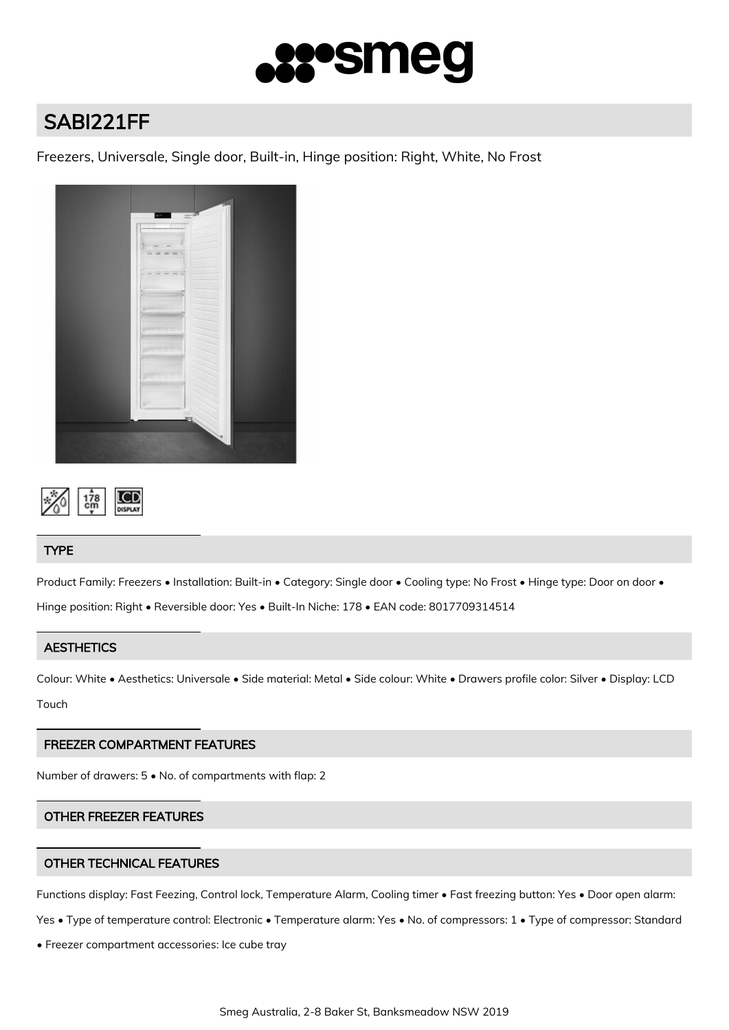# SABI221FF

Freezers, Universale, Single door, Built-in, Hinge position: Right, White, No Frost

## TYPE

Product Family: Freezers • Installation: Built-in • Category: Single door • Cooling type: No Frost • Hinge type: Door on door • Hinge position: Right • Reversible door: Yes • Built-In Niche: 178 • EAN code: 8017709314514

## AESTHETICS

Colour: White • Aesthetics: Universale • Side material: Metal • Side colour: White • Drawers profile color: Silver • Display: LCD Touch

## FREEZER COMPARTMENT FEATURES

Number of drawers: 5 • No. of compartments with flap: 2

## OTHER FREEZER FEATURES

## OTHER TECHNICAL FEATURES

Functions display: Fast Feezing, Control lock, Temperature Alarm, Cooling timer • Fast freezing button: Yes • Door open alarm: Yes • Type of temperature control: Electronic • Temperature alarm: Yes • No. of compressors: 1 • Type of compressor: Standard • Freezer compartment accessories: Ice cube tray

Smeg Australia, 2-8 Baker St, Banksmeadow NSW 2019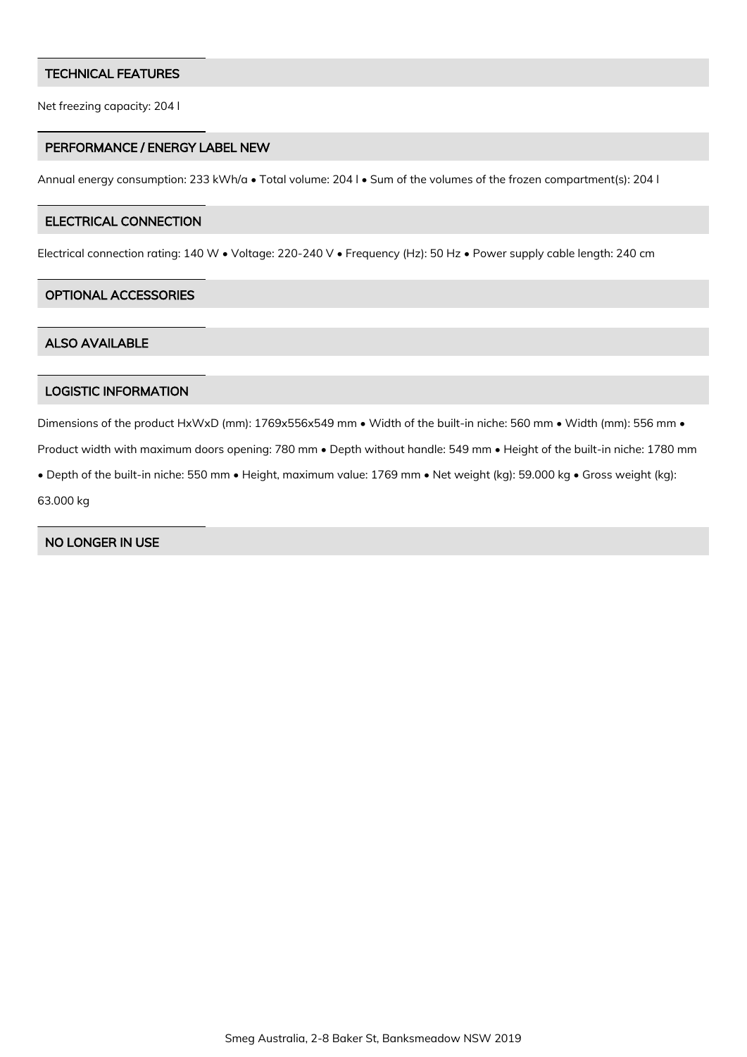## TECHNICAL FEATURES

Net freezing capacity: 204 l

## PERFORMANCE / ENERGY LABEL NEW

Annual energy consumption: 233 kWh/a • Total volume: 204 l • Sum of the volumes of the frozen compartment(s): 204 l

## ELECTRICAL CONNECTION

Electrical connection rating: 140 W • Voltage: 220-240 V • Frequency (Hz): 50 Hz • Power supply cable length: 240 cm

## OPTIONAL ACCESSORIES

## ALSO AVAILABLE

## LOGISTIC INFORMATION

Dimensions of the product HxWxD (mm): 1769x556x549 mm • Width of the built-in niche: 560 mm • Width (mm): 556 mm • Product width with maximum doors opening: 780 mm • Depth without handle: 549 mm • Height of the built-in niche: 1780 mm • Depth of the built-in niche: 550 mm • Height, maximum value: 1769 mm • Net weight (kg): 59.000 kg • Gross weight (kg): 63.000 kg

## NO LONGER IN USE